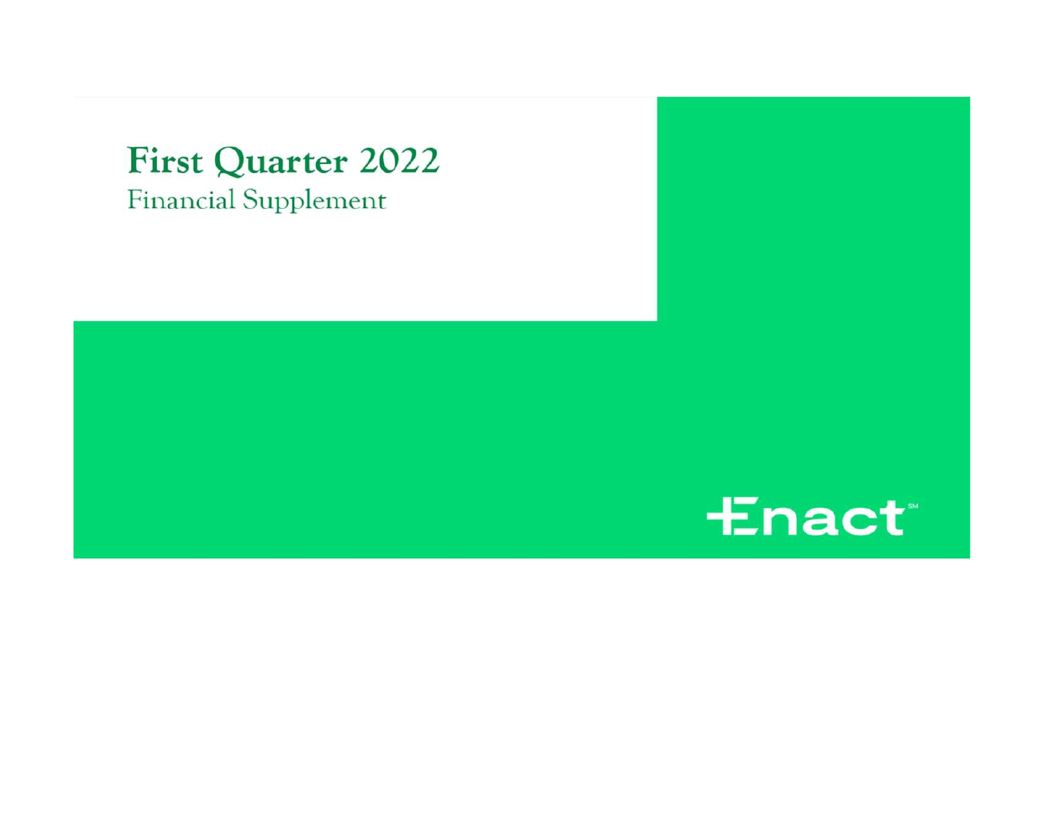# First Quarter 2022

## Financial Supplement

Enact℠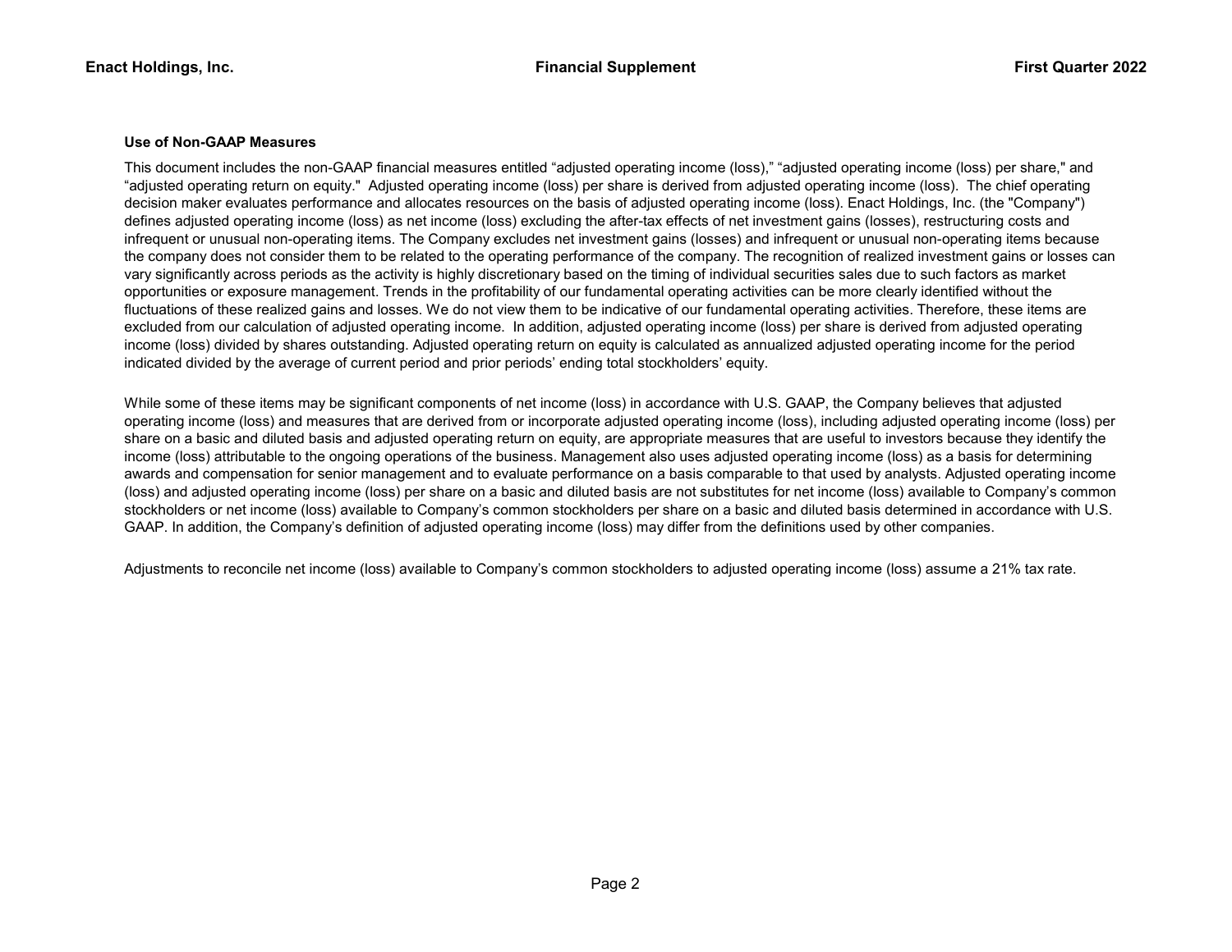## Use of Non-GAAP Measures

This document includes the non-GAAP financial measures entitled "adjusted operating income (loss)," "adjusted operating income (loss) per share," and "adjusted operating return on equity." Adjusted operating income (loss) per share is derived from adjusted operating income (loss). The chief operating decision maker evaluates performance and allocates resources on the basis of adjusted operating income (loss). Enact Holdings, Inc. (the "Company") defines adjusted operating income (loss) as net income (loss) excluding the after-tax effects of net investment gains (losses), restructuring costs and infrequent or unusual non-operating items. The Company excludes net investment gains (losses) and infrequent or unusual non-operating items because the company does not consider them to be related to the operating performance of the company. The recognition of realized investment gains or losses can vary significantly across periods as the activity is highly discretionary based on the timing of individual securities sales due to such factors as market opportunities or exposure management. Trends in the profitability of our fundamental operating activities can be more clearly identified without the fluctuations of these realized gains and losses. We do not view them to be indicative of our fundamental operating activities. Therefore, these items are excluded from our calculation of adjusted operating income. In addition, adjusted operating income (loss) per share is derived from adjusted operating income (loss) divided by shares outstanding. Adjusted operating return on equity is calculated as annualized adjusted operating income for the period indicated divided by the average of current period and prior periods' ending total stockholders' equity.

While some of these items may be significant components of net income (loss) in accordance with U.S. GAAP, the Company believes that adjusted operating income (loss) and measures that are derived from or incorporate adjusted operating income (loss), including adjusted operating income (loss) per share on a basic and diluted basis and adjusted operating return on equity, are appropriate measures that are useful to investors because they identify the income (loss) attributable to the ongoing operations of the business. Management also uses adjusted operating income (loss) as a basis for determining awards and compensation for senior management and to evaluate performance on a basis comparable to that used by analysts. Adjusted operating income (loss) and adjusted operating income (loss) per share on a basic and diluted basis are not substitutes for net income (loss) available to Company's common stockholders or net income (loss) available to Company's common stockholders per share on a basic and diluted basis determined in accordance with U.S. GAAP. In addition, the Company's definition of adjusted operating income (loss) may differ from the definitions used by other companies.

Adjustments to reconcile net income (loss) available to Company's common stockholders to adjusted operating income (loss) assume a 21% tax rate.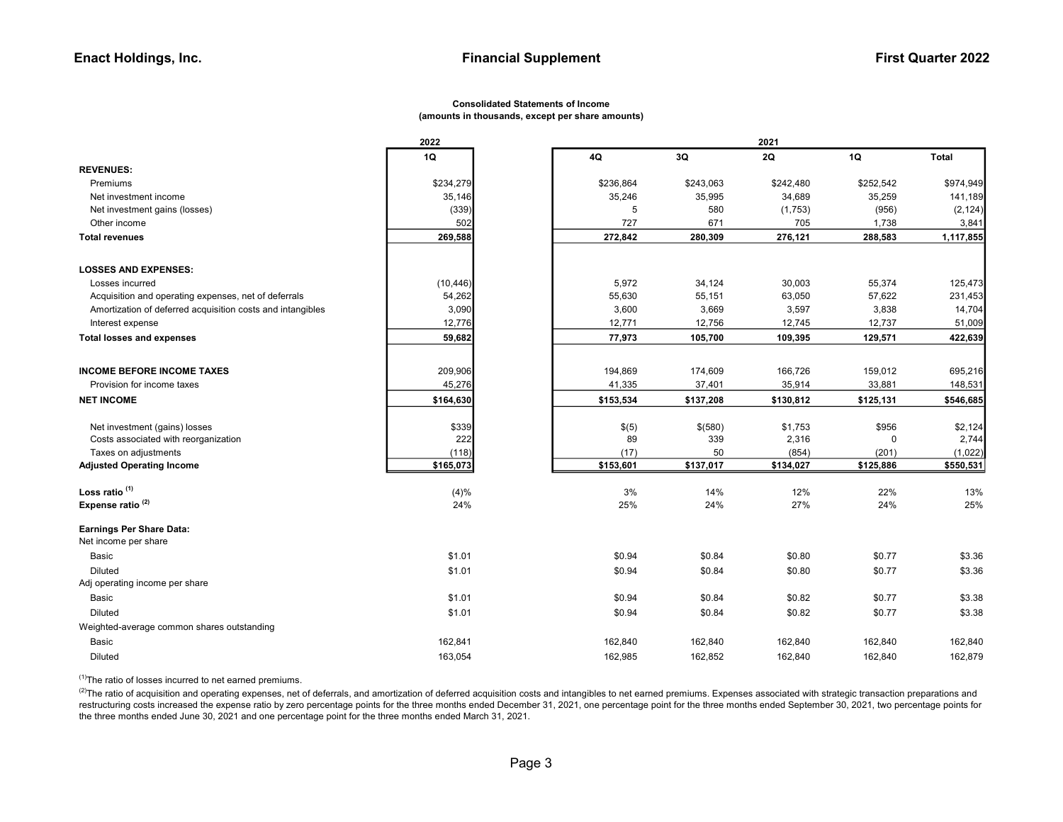**Consolidated Statements of Income**
**(amounts in thousands, except per share amounts)**

| | 2022 | 2021 | | | | |
|---|---|---|---|---|---|---|
| | 1Q | 4Q | 3Q | 2Q | 1Q | Total |
| **REVENUES:** | | | | | | |
| Premiums | $234,279 | $236,864 | $243,063 | $242,480 | $252,542 | $974,949 |
| Net investment income | 35,146 | 35,246 | 35,995 | 34,689 | 35,259 | 141,189 |
| Net investment gains (losses) | (339) | 5 | 580 | (1,753) | (956) | (2,124) |
| Other income | 502 | 727 | 671 | 705 | 1,738 | 3,841 |
| **Total revenues** | **269,588** | **272,842** | **280,309** | **276,121** | **288,583** | **1,117,855** |
| **LOSSES AND EXPENSES:** | | | | | | |
| Losses incurred | (10,446) | 5,972 | 34,124 | 30,003 | 55,374 | 125,473 |
| Acquisition and operating expenses, net of deferrals | 54,262 | 55,630 | 55,151 | 63,050 | 57,622 | 231,453 |
| Amortization of deferred acquisition costs and intangibles | 3,090 | 3,600 | 3,669 | 3,597 | 3,838 | 14,704 |
| Interest expense | 12,776 | 12,771 | 12,756 | 12,745 | 12,737 | 51,009 |
| **Total losses and expenses** | **59,682** | **77,973** | **105,700** | **109,395** | **129,571** | **422,639** |
| **INCOME BEFORE INCOME TAXES** | 209,906 | 194,869 | 174,609 | 166,726 | 159,012 | 695,216 |
| Provision for income taxes | 45,276 | 41,335 | 37,401 | 35,914 | 33,881 | 148,531 |
| **NET INCOME** | **$164,630** | **$153,534** | **$137,208** | **$130,812** | **$125,131** | **$546,685** |
| Net investment (gains) losses | $339 | $(5) | $(580) | $1,753 | $956 | $2,124 |
| Costs associated with reorganization | 222 | 89 | 339 | 2,316 | 0 | 2,744 |
| Taxes on adjustments | (118) | (17) | 50 | (854) | (201) | (1,022) |
| **Adjusted Operating Income** | **$165,073** | **$153,601** | **$137,017** | **$134,027** | **$125,886** | **$550,531** |
| **Loss ratio** [(1)] | (4)% | 3% | 14% | 12% | 22% | 13% |
| **Expense ratio** [(2)] | 24% | 25% | 24% | 27% | 24% | 25% |
| **Earnings Per Share Data:** | | | | | | |
| Net income per share | | | | | | |
| Basic | $1.01 | $0.94 | $0.84 | $0.80 | $0.77 | $3.36 |
| Diluted | $1.01 | $0.94 | $0.84 | $0.80 | $0.77 | $3.36 |
| Adj operating income per share | | | | | | |
| Basic | $1.01 | $0.94 | $0.84 | $0.82 | $0.77 | $3.38 |
| Diluted | $1.01 | $0.94 | $0.84 | $0.82 | $0.77 | $3.38 |
| Weighted-average common shares outstanding | | | | | | |
| Basic | 162,841 | 162,840 | 162,840 | 162,840 | 162,840 | 162,840 |
| Diluted | 163,054 | 162,985 | 162,852 | 162,840 | 162,840 | 162,879 |

[(1)] The ratio of losses incurred to net earned premiums.

[(2)] The ratio of acquisition and operating expenses, net of deferrals, and amortization of deferred acquisition costs and intangibles to net earned premiums. Expenses associated with strategic transaction preparations and restructuring costs increased the expense ratio by zero percentage points for the three months ended December 31, 2021, one percentage point for the three months ended September 30, 2021, two percentage points for the three months ended June 30, 2021 and one percentage point for the three months ended March 31, 2021.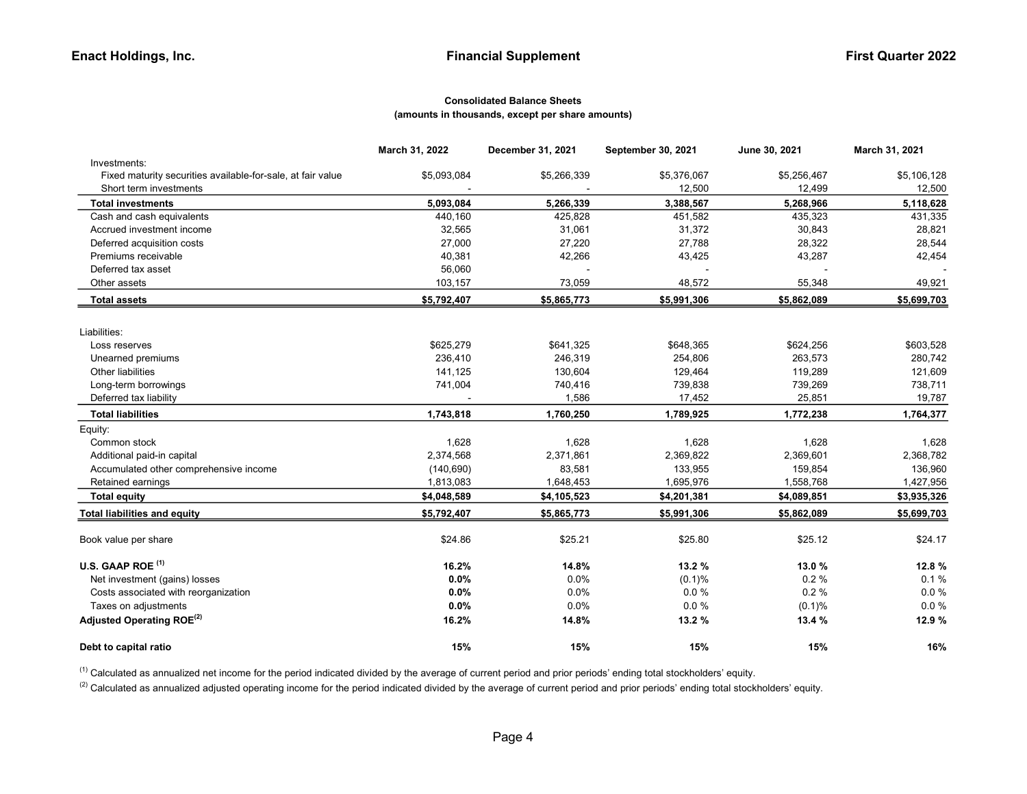## Consolidated Balance Sheets
### (amounts in thousands, except per share amounts)

| | March 31, 2022 | December 31, 2021 | September 30, 2021 | June 30, 2021 | March 31, 2021 |
|---|---|---|---|---|---|
| Investments: | | | | | |
| Fixed maturity securities available-for-sale, at fair value | $5,093,084 | $5,266,339 | $5,376,067 | $5,256,467 | $5,106,128 |
| Short term investments | - | - | 12,500 | 12,499 | 12,500 |
| **Total investments** | **5,093,084** | **5,266,339** | **3,388,567** | **5,268,966** | **5,118,628** |
| Cash and cash equivalents | 440,160 | 425,828 | 451,582 | 435,323 | 431,335 |
| Accrued investment income | 32,565 | 31,061 | 31,372 | 30,843 | 28,821 |
| Deferred acquisition costs | 27,000 | 27,220 | 27,788 | 28,322 | 28,544 |
| Premiums receivable | 40,381 | 42,266 | 43,425 | 43,287 | 42,454 |
| Deferred tax asset | 56,060 | - | - | - | - |
| Other assets | 103,157 | 73,059 | 48,572 | 55,348 | 49,921 |
| **Total assets** | **$5,792,407** | **$5,865,773** | **$5,991,306** | **$5,862,089** | **$5,699,703** |
| | | | | | |
| Liabilities: | | | | | |
| Loss reserves | $625,279 | $641,325 | $648,365 | $624,256 | $603,528 |
| Unearned premiums | 236,410 | 246,319 | 254,806 | 263,573 | 280,742 |
| Other liabilities | 141,125 | 130,604 | 129,464 | 119,289 | 121,609 |
| Long-term borrowings | 741,004 | 740,416 | 739,838 | 739,269 | 738,711 |
| Deferred tax liability | - | 1,586 | 17,452 | 25,851 | 19,787 |
| **Total liabilities** | **1,743,818** | **1,760,250** | **1,789,925** | **1,772,238** | **1,764,377** |
| Equity: | | | | | |
| Common stock | 1,628 | 1,628 | 1,628 | 1,628 | 1,628 |
| Additional paid-in capital | 2,374,568 | 2,371,861 | 2,369,822 | 2,369,601 | 2,368,782 |
| Accumulated other comprehensive income | (140,690) | 83,581 | 133,955 | 159,854 | 136,960 |
| Retained earnings | 1,813,083 | 1,648,453 | 1,695,976 | 1,558,768 | 1,427,956 |
| **Total equity** | **$4,048,589** | **$4,105,523** | **$4,201,381** | **$4,089,851** | **$3,935,326** |
| **Total liabilities and equity** | **$5,792,407** | **$5,865,773** | **$5,991,306** | **$5,862,089** | **$5,699,703** |
| | | | | | |
| Book value per share | $24.86 | $25.21 | $25.80 | $25.12 | $24.17 |
| | | | | | |
| **U.S. GAAP ROE [1]** | **16.2%** | **14.8%** | **13.2 %** | **13.0 %** | **12.8 %** |
| Net investment (gains) losses | **0.0%** | 0.0% | (0.1)% | 0.2 % | 0.1 % |
| Costs associated with reorganization | **0.0%** | 0.0% | 0.0 % | 0.2 % | 0.0 % |
| Taxes on adjustments | **0.0%** | 0.0% | 0.0 % | (0.1)% | 0.0 % |
| **Adjusted Operating ROE[2]** | **16.2%** | **14.8%** | **13.2 %** | **13.4 %** | **12.9 %** |
| | | | | | |
| **Debt to capital ratio** | **15%** | **15%** | **15%** | **15%** | **16%** |

[1] Calculated as annualized net income for the period indicated divided by the average of current period and prior periods' ending total stockholders' equity.

[2] Calculated as annualized adjusted operating income for the period indicated divided by the average of current period and prior periods' ending total stockholders' equity.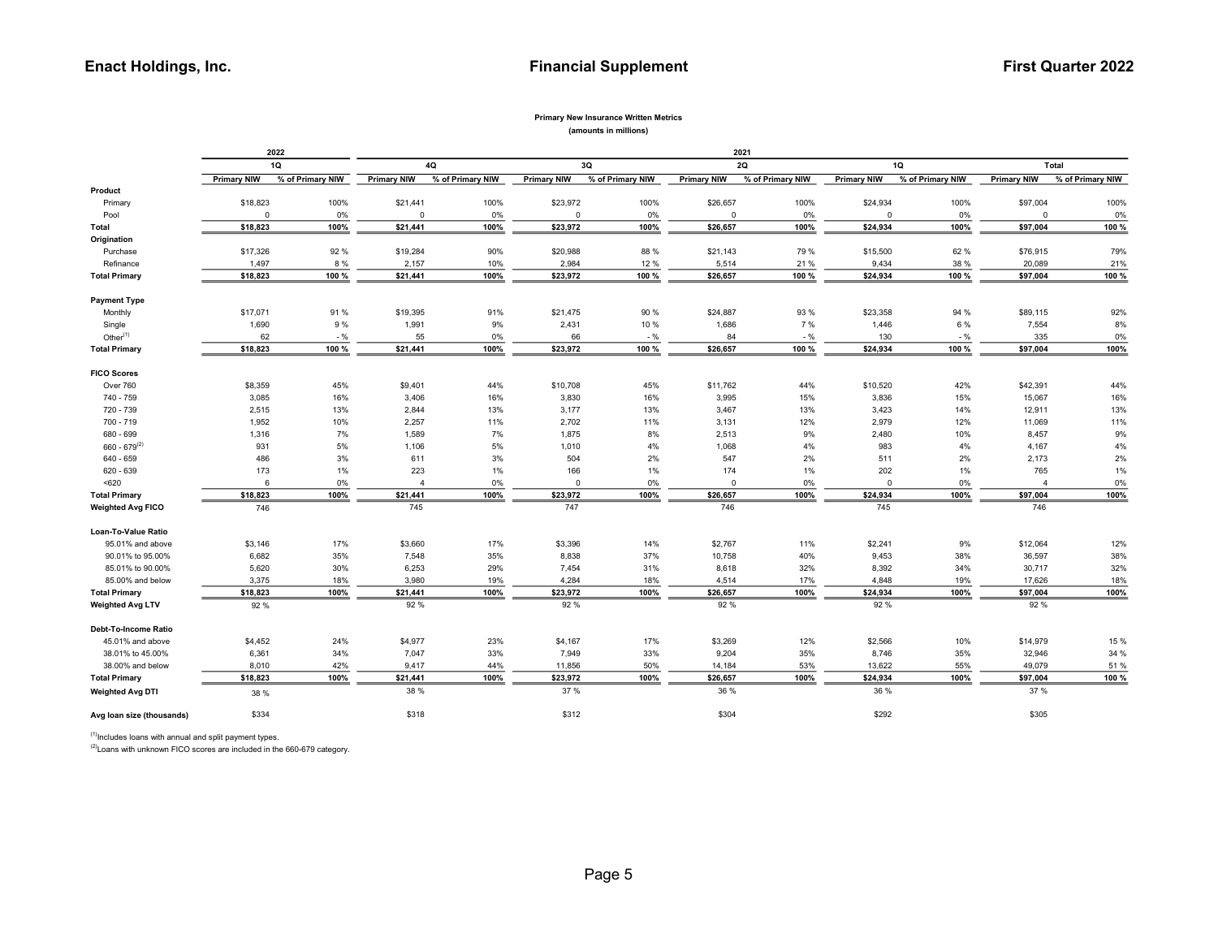**Primary New Insurance Written Metrics**
**(amounts in millions)**

| | 2022 | | 2021 | | | | | | | | | |
|---|---|---|---|---|---|---|---|---|---|---|---|---|
| | 1Q | | 4Q | | 3Q | | 2Q | | 1Q | | Total | |
| | Primary NIW | % of Primary NIW | Primary NIW | % of Primary NIW | Primary NIW | % of Primary NIW | Primary NIW | % of Primary NIW | Primary NIW | % of Primary NIW | Primary NIW | % of Primary NIW |
| **Product** | | | | | | | | | | | | |
| Primary | $18,823 | 100% | $21,441 | 100% | $23,972 | 100% | $26,657 | 100% | $24,934 | 100% | $97,004 | 100% |
| Pool | 0 | 0% | 0 | 0% | 0 | 0% | 0 | 0% | 0 | 0% | 0 | 0% |
| **Total** | **$18,823** | **100%** | **$21,441** | **100%** | **$23,972** | **100%** | **$26,657** | **100%** | **$24,934** | **100%** | **$97,004** | **100 %** |
| **Origination** | | | | | | | | | | | | |
| Purchase | $17,326 | 92 % | $19,284 | 90% | $20,988 | 88 % | $21,143 | 79 % | $15,500 | 62 % | $76,915 | 79% |
| Refinance | 1,497 | 8 % | 2,157 | 10% | 2,984 | 12 % | 5,514 | 21 % | 9,434 | 38 % | 20,089 | 21% |
| **Total Primary** | **$18,823** | **100 %** | **$21,441** | **100%** | **$23,972** | **100 %** | **$26,657** | **100 %** | **$24,934** | **100 %** | **$97,004** | **100 %** |
| **Payment Type** | | | | | | | | | | | | |
| Monthly | $17,071 | 91 % | $19,395 | 91% | $21,475 | 90 % | $24,887 | 93 % | $23,358 | 94 % | $89,115 | 92% |
| Single | 1,690 | 9 % | 1,991 | 9% | 2,431 | 10 % | 1,686 | 7 % | 1,446 | 6 % | 7,554 | 8% |
| Other[1] | 62 | - % | 55 | 0% | 66 | - % | 84 | - % | 130 | - % | 335 | 0% |
| **Total Primary** | **$18,823** | **100 %** | **$21,441** | **100%** | **$23,972** | **100 %** | **$26,657** | **100 %** | **$24,934** | **100 %** | **$97,004** | **100%** |
| **FICO Scores** | | | | | | | | | | | | |
| Over 760 | $8,359 | 45% | $9,401 | 44% | $10,708 | 45% | $11,762 | 44% | $10,520 | 42% | $42,391 | 44% |
| 740 - 759 | 3,085 | 16% | 3,406 | 16% | 3,830 | 16% | 3,995 | 15% | 3,836 | 15% | 15,067 | 16% |
| 720 - 739 | 2,515 | 13% | 2,844 | 13% | 3,177 | 13% | 3,467 | 13% | 3,423 | 14% | 12,911 | 13% |
| 700 - 719 | 1,952 | 10% | 2,257 | 11% | 2,702 | 11% | 3,131 | 12% | 2,979 | 12% | 11,069 | 11% |
| 680 - 699 | 1,316 | 7% | 1,589 | 7% | 1,875 | 8% | 2,513 | 9% | 2,480 | 10% | 8,457 | 9% |
| 660 - 679[2] | 931 | 5% | 1,106 | 5% | 1,010 | 4% | 1,068 | 4% | 983 | 4% | 4,167 | 4% |
| 640 - 659 | 486 | 3% | 611 | 3% | 504 | 2% | 547 | 2% | 511 | 2% | 2,173 | 2% |
| 620 - 639 | 173 | 1% | 223 | 1% | 166 | 1% | 174 | 1% | 202 | 1% | 765 | 1% |
| <620 | 6 | 0% | 4 | 0% | 0 | 0% | 0 | 0% | 0 | 0% | 4 | 0% |
| **Total Primary** | **$18,823** | **100%** | **$21,441** | **100%** | **$23,972** | **100%** | **$26,657** | **100%** | **$24,934** | **100%** | **$97,004** | **100%** |
| **Weighted Avg FICO** | 746 | | 745 | | 747 | | 746 | | 745 | | 746 | |
| **Loan-To-Value Ratio** | | | | | | | | | | | | |
| 95.01% and above | $3,146 | 17% | $3,660 | 17% | $3,396 | 14% | $2,767 | 11% | $2,241 | 9% | $12,064 | 12% |
| 90.01% to 95.00% | 6,682 | 35% | 7,548 | 35% | 8,838 | 37% | 10,758 | 40% | 9,453 | 38% | 36,597 | 38% |
| 85.01% to 90.00% | 5,620 | 30% | 6,253 | 29% | 7,454 | 31% | 8,618 | 32% | 8,392 | 34% | 30,717 | 32% |
| 85.00% and below | 3,375 | 18% | 3,980 | 19% | 4,284 | 18% | 4,514 | 17% | 4,848 | 19% | 17,626 | 18% |
| **Total Primary** | **$18,823** | **100%** | **$21,441** | **100%** | **$23,972** | **100%** | **$26,657** | **100%** | **$24,934** | **100%** | **$97,004** | **100%** |
| **Weighted Avg LTV** | 92 % | | 92 % | | 92 % | | 92 % | | 92 % | | 92 % | |
| **Debt-To-Income Ratio** | | | | | | | | | | | | |
| 45.01% and above | $4,452 | 24% | $4,977 | 23% | $4,167 | 17% | $3,269 | 12% | $2,566 | 10% | $14,979 | 15 % |
| 38.01% to 45.00% | 6,361 | 34% | 7,047 | 33% | 7,949 | 33% | 9,204 | 35% | 8,746 | 35% | 32,946 | 34 % |
| 38.00% and below | 8,010 | 42% | 9,417 | 44% | 11,856 | 50% | 14,184 | 53% | 13,622 | 55% | 49,079 | 51 % |
| **Total Primary** | **$18,823** | **100%** | **$21,441** | **100%** | **$23,972** | **100%** | **$26,657** | **100%** | **$24,934** | **100%** | **$97,004** | **100 %** |
| **Weighted Avg DTI** | 38 % | | 38 % | | 37 % | | 36 % | | 36 % | | 37 % | |
| **Avg loan size (thousands)** | $334 | | $318 | | $312 | | $304 | | $292 | | $305 | |

[1] Includes loans with annual and split payment types.

[2] Loans with unknown FICO scores are included in the 660-679 category.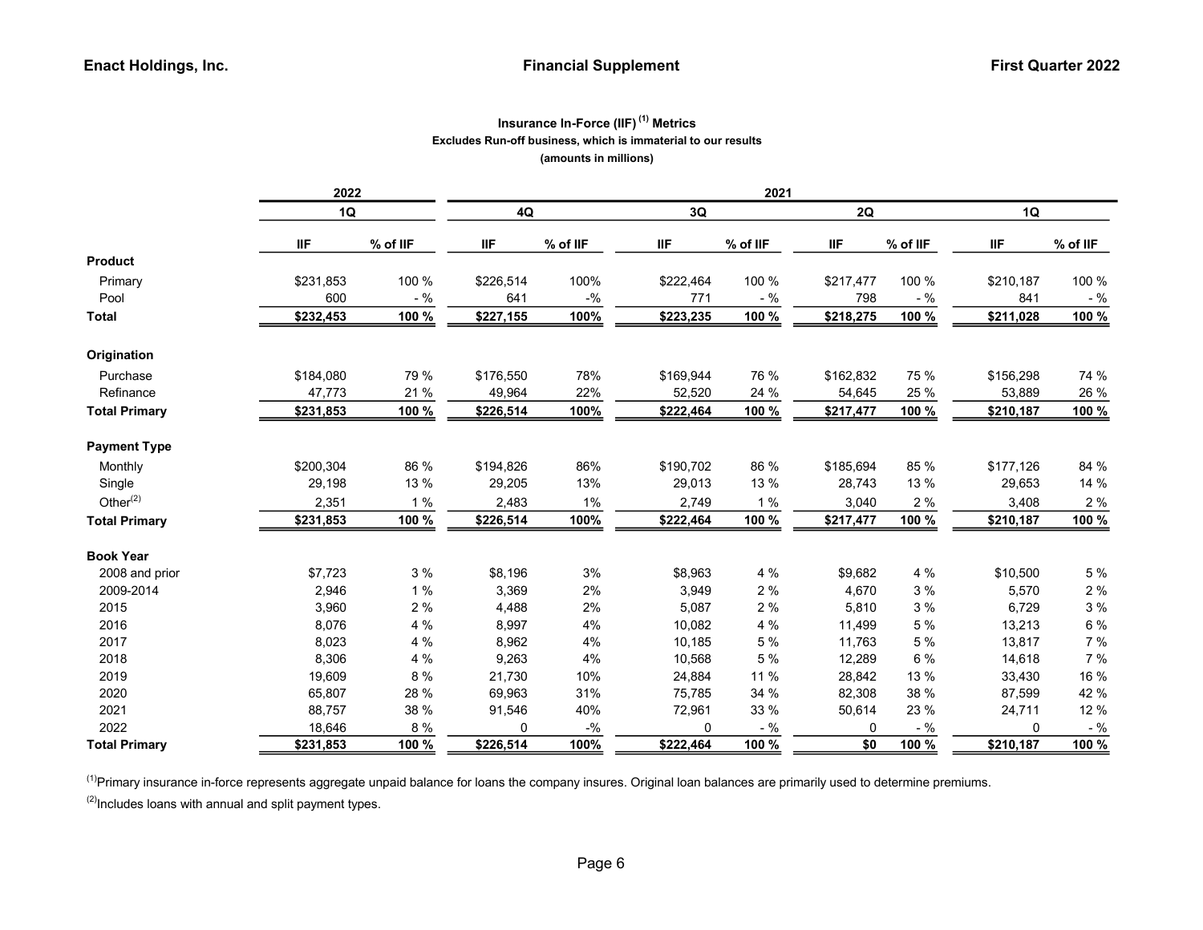## Insurance In-Force (IIF) [1] Metrics

**Excludes Run-off business, which is immaterial to our results**

**(amounts in millions)**

| | 2022 | | 2021 | | | | | | | |
|---|---|---|---|---|---|---|---|---|---|---|
| | 1Q | | 4Q | | 3Q | | 2Q | | 1Q | |
| | IIF | % of IIF | IIF | % of IIF | IIF | % of IIF | IIF | % of IIF | IIF | % of IIF |
| **Product** | | | | | | | | | | |
| Primary | $231,853 | 100 % | $226,514 | 100% | $222,464 | 100 % | $217,477 | 100 % | $210,187 | 100 % |
| Pool | 600 | - % | 641 | -% | 771 | - % | 798 | - % | 841 | - % |
| **Total** | **$232,453** | **100 %** | **$227,155** | **100%** | **$223,235** | **100 %** | **$218,275** | **100 %** | **$211,028** | **100 %** |
| **Origination** | | | | | | | | | | |
| Purchase | $184,080 | 79 % | $176,550 | 78% | $169,944 | 76 % | $162,832 | 75 % | $156,298 | 74 % |
| Refinance | 47,773 | 21 % | 49,964 | 22% | 52,520 | 24 % | 54,645 | 25 % | 53,889 | 26 % |
| **Total Primary** | **$231,853** | **100 %** | **$226,514** | **100%** | **$222,464** | **100 %** | **$217,477** | **100 %** | **$210,187** | **100 %** |
| **Payment Type** | | | | | | | | | | |
| Monthly | $200,304 | 86 % | $194,826 | 86% | $190,702 | 86 % | $185,694 | 85 % | $177,126 | 84 % |
| Single | 29,198 | 13 % | 29,205 | 13% | 29,013 | 13 % | 28,743 | 13 % | 29,653 | 14 % |
| Other[2] | 2,351 | 1 % | 2,483 | 1% | 2,749 | 1 % | 3,040 | 2 % | 3,408 | 2 % |
| **Total Primary** | **$231,853** | **100 %** | **$226,514** | **100%** | **$222,464** | **100 %** | **$217,477** | **100 %** | **$210,187** | **100 %** |
| **Book Year** | | | | | | | | | | |
| 2008 and prior | $7,723 | 3 % | $8,196 | 3% | $8,963 | 4 % | $9,682 | 4 % | $10,500 | 5 % |
| 2009-2014 | 2,946 | 1 % | 3,369 | 2% | 3,949 | 2 % | 4,670 | 3 % | 5,570 | 2 % |
| 2015 | 3,960 | 2 % | 4,488 | 2% | 5,087 | 2 % | 5,810 | 3 % | 6,729 | 3 % |
| 2016 | 8,076 | 4 % | 8,997 | 4% | 10,082 | 4 % | 11,499 | 5 % | 13,213 | 6 % |
| 2017 | 8,023 | 4 % | 8,962 | 4% | 10,185 | 5 % | 11,763 | 5 % | 13,817 | 7 % |
| 2018 | 8,306 | 4 % | 9,263 | 4% | 10,568 | 5 % | 12,289 | 6 % | 14,618 | 7 % |
| 2019 | 19,609 | 8 % | 21,730 | 10% | 24,884 | 11 % | 28,842 | 13 % | 33,430 | 16 % |
| 2020 | 65,807 | 28 % | 69,963 | 31% | 75,785 | 34 % | 82,308 | 38 % | 87,599 | 42 % |
| 2021 | 88,757 | 38 % | 91,546 | 40% | 72,961 | 33 % | 50,614 | 23 % | 24,711 | 12 % |
| 2022 | 18,646 | 8 % | 0 | -% | 0 | - % | 0 | - % | 0 | - % |
| **Total Primary** | **$231,853** | **100 %** | **$226,514** | **100%** | **$222,464** | **100 %** | **$0** | **100 %** | **$210,187** | **100 %** |

[1] Primary insurance in-force represents aggregate unpaid balance for loans the company insures. Original loan balances are primarily used to determine premiums.

[2] Includes loans with annual and split payment types.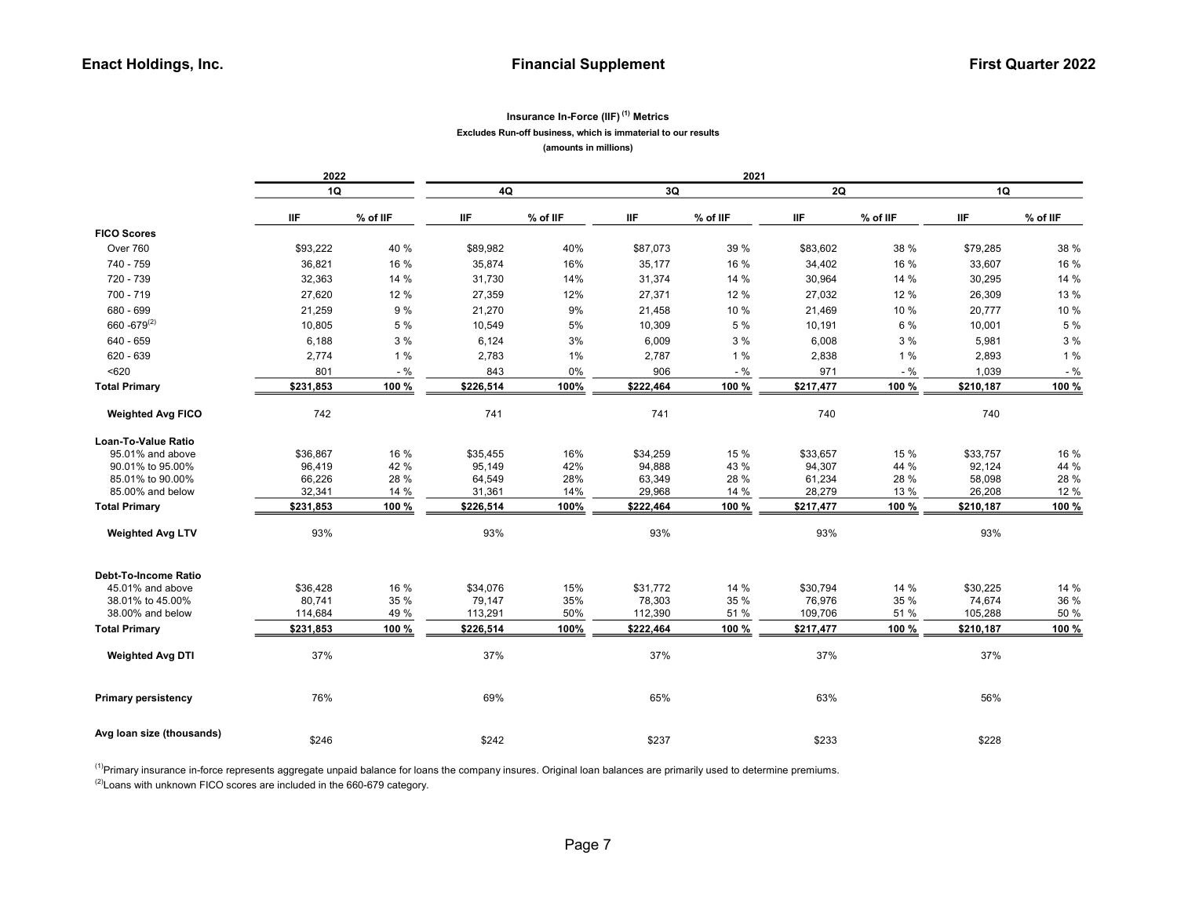## Insurance In-Force (IIF)[1] Metrics

Excludes Run-off business, which is immaterial to our results

(amounts in millions)

| | 2022 | | 2021 | | | | | | | |
|---|---|---|---|---|---|---|---|---|---|---|
| | 1Q | | 4Q | | 3Q | | 2Q | | 1Q | |
| | IIF | % of IIF | IIF | % of IIF | IIF | % of IIF | IIF | % of IIF | IIF | % of IIF |
| **FICO Scores** | | | | | | | | | | |
| Over 760 | $93,222 | 40 % | $89,982 | 40% | $87,073 | 39 % | $83,602 | 38 % | $79,285 | 38 % |
| 740 - 759 | 36,821 | 16 % | 35,874 | 16% | 35,177 | 16 % | 34,402 | 16 % | 33,607 | 16 % |
| 720 - 739 | 32,363 | 14 % | 31,730 | 14% | 31,374 | 14 % | 30,964 | 14 % | 30,295 | 14 % |
| 700 - 719 | 27,620 | 12 % | 27,359 | 12% | 27,371 | 12 % | 27,032 | 12 % | 26,309 | 13 % |
| 680 - 699 | 21,259 | 9 % | 21,270 | 9% | 21,458 | 10 % | 21,469 | 10 % | 20,777 | 10 % |
| 660 -679[2] | 10,805 | 5 % | 10,549 | 5% | 10,309 | 5 % | 10,191 | 6 % | 10,001 | 5 % |
| 640 - 659 | 6,188 | 3 % | 6,124 | 3% | 6,009 | 3 % | 6,008 | 3 % | 5,981 | 3 % |
| 620 - 639 | 2,774 | 1 % | 2,783 | 1% | 2,787 | 1 % | 2,838 | 1 % | 2,893 | 1 % |
| <620 | 801 | - % | 843 | 0% | 906 | - % | 971 | - % | 1,039 | - % |
| **Total Primary** | **$231,853** | **100 %** | **$226,514** | **100%** | **$222,464** | **100 %** | **$217,477** | **100 %** | **$210,187** | **100 %** |
| **Weighted Avg FICO** | 742 | | 741 | | 741 | | 740 | | 740 | |
| **Loan-To-Value Ratio** | | | | | | | | | | |
| 95.01% and above | $36,867 | 16 % | $35,455 | 16% | $34,259 | 15 % | $33,657 | 15 % | $33,757 | 16 % |
| 90.01% to 95.00% | 96,419 | 42 % | 95,149 | 42% | 94,888 | 43 % | 94,307 | 44 % | 92,124 | 44 % |
| 85.01% to 90.00% | 66,226 | 28 % | 64,549 | 28% | 63,349 | 28 % | 61,234 | 28 % | 58,098 | 28 % |
| 85.00% and below | 32,341 | 14 % | 31,361 | 14% | 29,968 | 14 % | 28,279 | 13 % | 26,208 | 12 % |
| **Total Primary** | **$231,853** | **100 %** | **$226,514** | **100%** | **$222,464** | **100 %** | **$217,477** | **100 %** | **$210,187** | **100 %** |
| **Weighted Avg LTV** | 93% | | 93% | | 93% | | 93% | | 93% | |
| **Debt-To-Income Ratio** | | | | | | | | | | |
| 45.01% and above | $36,428 | 16 % | $34,076 | 15% | $31,772 | 14 % | $30,794 | 14 % | $30,225 | 14 % |
| 38.01% to 45.00% | 80,741 | 35 % | 79,147 | 35% | 78,303 | 35 % | 76,976 | 35 % | 74,674 | 36 % |
| 38.00% and below | 114,684 | 49 % | 113,291 | 50% | 112,390 | 51 % | 109,706 | 51 % | 105,288 | 50 % |
| **Total Primary** | **$231,853** | **100 %** | **$226,514** | **100%** | **$222,464** | **100 %** | **$217,477** | **100 %** | **$210,187** | **100 %** |
| **Weighted Avg DTI** | 37% | | 37% | | 37% | | 37% | | 37% | |
| **Primary persistency** | 76% | | 69% | | 65% | | 63% | | 56% | |
| **Avg loan size (thousands)** | $246 | | $242 | | $237 | | $233 | | $228 | |

[1]Primary insurance in-force represents aggregate unpaid balance for loans the company insures. Original loan balances are primarily used to determine premiums.

[2]Loans with unknown FICO scores are included in the 660-679 category.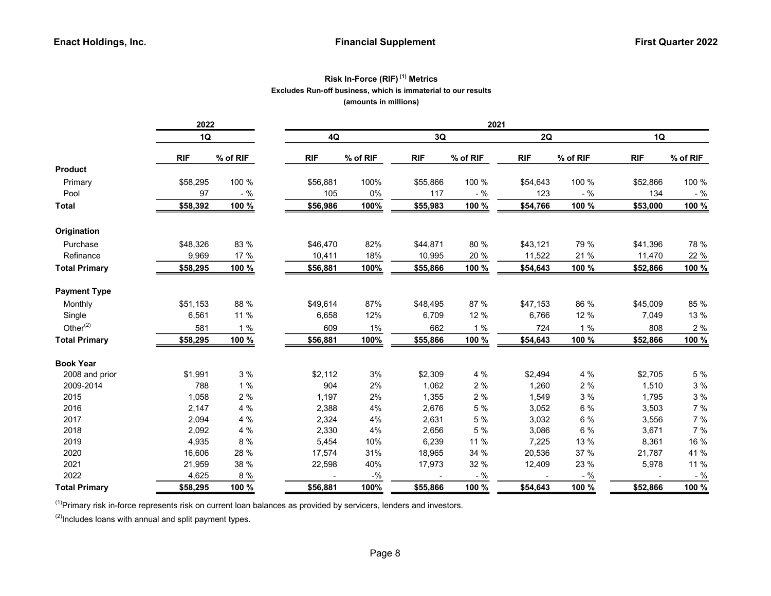## Risk In-Force (RIF) [1] Metrics

**Excludes Run-off business, which is immaterial to our results**

**(amounts in millions)**

| | 2022 | | 2021 | | | | | | | |
|---|---|---|---|---|---|---|---|---|---|---|
| | 1Q | | 4Q | | 3Q | | 2Q | | 1Q | |
| | RIF | % of RIF | RIF | % of RIF | RIF | % of RIF | RIF | % of RIF | RIF | % of RIF |
| **Product** | | | | | | | | | | |
| Primary | $58,295 | 100 % | $56,881 | 100% | $55,866 | 100 % | $54,643 | 100 % | $52,866 | 100 % |
| Pool | 97 | - % | 105 | 0% | 117 | - % | 123 | - % | 134 | - % |
| **Total** | **$58,392** | **100 %** | **$56,986** | **100%** | **$55,983** | **100 %** | **$54,766** | **100 %** | **$53,000** | **100 %** |
| **Origination** | | | | | | | | | | |
| Purchase | $48,326 | 83 % | $46,470 | 82% | $44,871 | 80 % | $43,121 | 79 % | $41,396 | 78 % |
| Refinance | 9,969 | 17 % | 10,411 | 18% | 10,995 | 20 % | 11,522 | 21 % | 11,470 | 22 % |
| **Total Primary** | **$58,295** | **100 %** | **$56,881** | **100%** | **$55,866** | **100 %** | **$54,643** | **100 %** | **$52,866** | **100 %** |
| **Payment Type** | | | | | | | | | | |
| Monthly | $51,153 | 88 % | $49,614 | 87% | $48,495 | 87 % | $47,153 | 86 % | $45,009 | 85 % |
| Single | 6,561 | 11 % | 6,658 | 12% | 6,709 | 12 % | 6,766 | 12 % | 7,049 | 13 % |
| Other[2] | 581 | 1 % | 609 | 1% | 662 | 1 % | 724 | 1 % | 808 | 2 % |
| **Total Primary** | **$58,295** | **100 %** | **$56,881** | **100%** | **$55,866** | **100 %** | **$54,643** | **100 %** | **$52,866** | **100 %** |
| **Book Year** | | | | | | | | | | |
| 2008 and prior | $1,991 | 3 % | $2,112 | 3% | $2,309 | 4 % | $2,494 | 4 % | $2,705 | 5 % |
| 2009-2014 | 788 | 1 % | 904 | 2% | 1,062 | 2 % | 1,260 | 2 % | 1,510 | 3 % |
| 2015 | 1,058 | 2 % | 1,197 | 2% | 1,355 | 2 % | 1,549 | 3 % | 1,795 | 3 % |
| 2016 | 2,147 | 4 % | 2,388 | 4% | 2,676 | 5 % | 3,052 | 6 % | 3,503 | 7 % |
| 2017 | 2,094 | 4 % | 2,324 | 4% | 2,631 | 5 % | 3,032 | 6 % | 3,556 | 7 % |
| 2018 | 2,092 | 4 % | 2,330 | 4% | 2,656 | 5 % | 3,086 | 6 % | 3,671 | 7 % |
| 2019 | 4,935 | 8 % | 5,454 | 10% | 6,239 | 11 % | 7,225 | 13 % | 8,361 | 16 % |
| 2020 | 16,606 | 28 % | 17,574 | 31% | 18,965 | 34 % | 20,536 | 37 % | 21,787 | 41 % |
| 2021 | 21,959 | 38 % | 22,598 | 40% | 17,973 | 32 % | 12,409 | 23 % | 5,978 | 11 % |
| 2022 | 4,625 | 8 % | - | -% | - | - % | - | - % | - | - % |
| **Total Primary** | **$58,295** | **100 %** | **$56,881** | **100%** | **$55,866** | **100 %** | **$54,643** | **100 %** | **$52,866** | **100 %** |

[1] Primary risk in-force represents risk on current loan balances as provided by servicers, lenders and investors.

[2] Includes loans with annual and split payment types.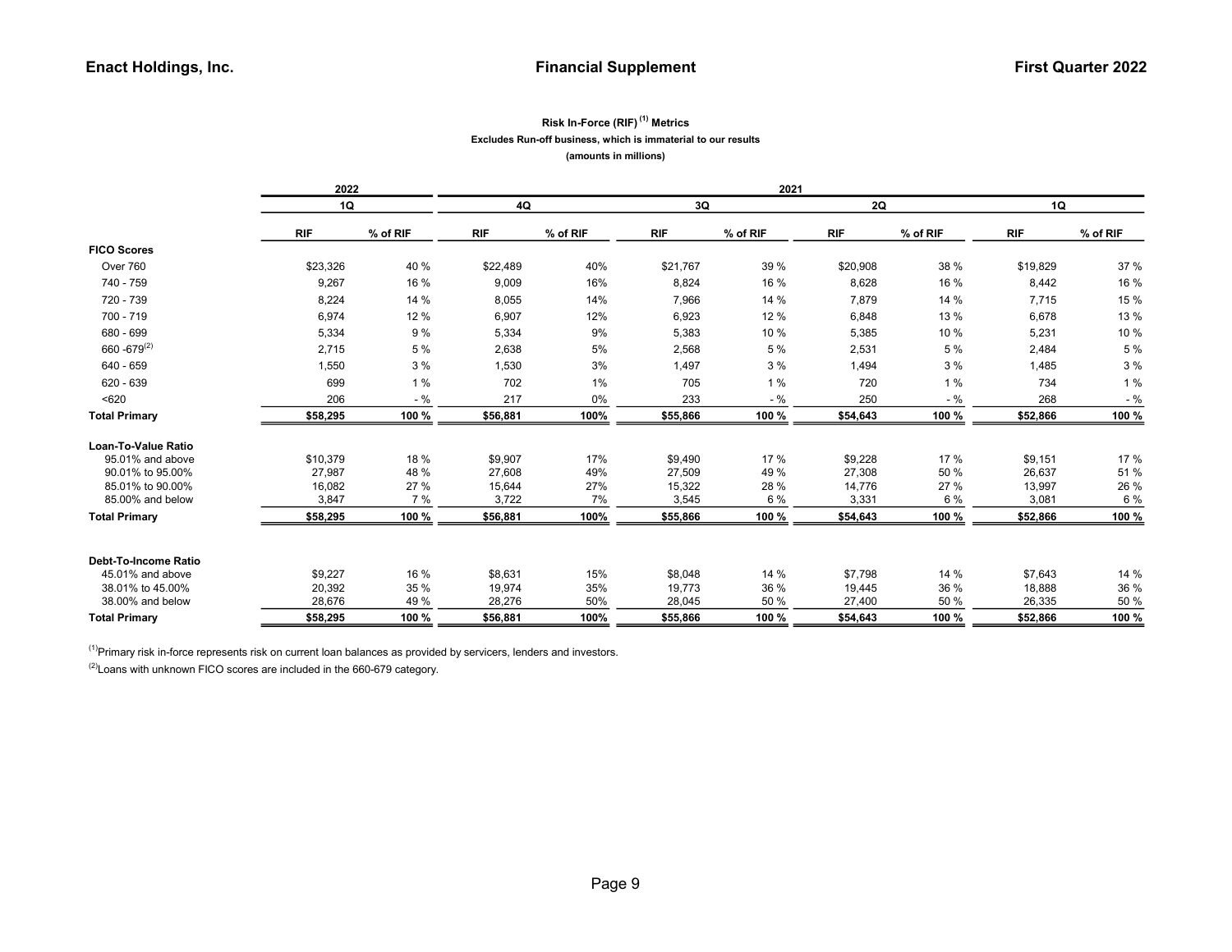## Risk In-Force (RIF) [1] Metrics

**Excludes Run-off business, which is immaterial to our results**

**(amounts in millions)**

| | 2022 | | 2021 | | | | | | | |
|---|---|---|---|---|---|---|---|---|---|---|
| | 1Q | | 4Q | | 3Q | | 2Q | | 1Q | |
| | RIF | % of RIF | RIF | % of RIF | RIF | % of RIF | RIF | % of RIF | RIF | % of RIF |
| **FICO Scores** | | | | | | | | | | |
| Over 760 | $23,326 | 40 % | $22,489 | 40% | $21,767 | 39 % | $20,908 | 38 % | $19,829 | 37 % |
| 740 - 759 | 9,267 | 16 % | 9,009 | 16% | 8,824 | 16 % | 8,628 | 16 % | 8,442 | 16 % |
| 720 - 739 | 8,224 | 14 % | 8,055 | 14% | 7,966 | 14 % | 7,879 | 14 % | 7,715 | 15 % |
| 700 - 719 | 6,974 | 12 % | 6,907 | 12% | 6,923 | 12 % | 6,848 | 13 % | 6,678 | 13 % |
| 680 - 699 | 5,334 | 9 % | 5,334 | 9% | 5,383 | 10 % | 5,385 | 10 % | 5,231 | 10 % |
| 660 -679[2] | 2,715 | 5 % | 2,638 | 5% | 2,568 | 5 % | 2,531 | 5 % | 2,484 | 5 % |
| 640 - 659 | 1,550 | 3 % | 1,530 | 3% | 1,497 | 3 % | 1,494 | 3 % | 1,485 | 3 % |
| 620 - 639 | 699 | 1 % | 702 | 1% | 705 | 1 % | 720 | 1 % | 734 | 1 % |
| <620 | 206 | - % | 217 | 0% | 233 | - % | 250 | - % | 268 | - % |
| **Total Primary** | **$58,295** | **100 %** | **$56,881** | **100%** | **$55,866** | **100 %** | **$54,643** | **100 %** | **$52,866** | **100 %** |
| | | | | | | | | | | |
| **Loan-To-Value Ratio** | | | | | | | | | | |
| 95.01% and above | $10,379 | 18 % | $9,907 | 17% | $9,490 | 17 % | $9,228 | 17 % | $9,151 | 17 % |
| 90.01% to 95.00% | 27,987 | 48 % | 27,608 | 49% | 27,509 | 49 % | 27,308 | 50 % | 26,637 | 51 % |
| 85.01% to 90.00% | 16,082 | 27 % | 15,644 | 27% | 15,322 | 28 % | 14,776 | 27 % | 13,997 | 26 % |
| 85.00% and below | 3,847 | 7 % | 3,722 | 7% | 3,545 | 6 % | 3,331 | 6 % | 3,081 | 6 % |
| **Total Primary** | **$58,295** | **100 %** | **$56,881** | **100%** | **$55,866** | **100 %** | **$54,643** | **100 %** | **$52,866** | **100 %** |
| | | | | | | | | | | |
| **Debt-To-Income Ratio** | | | | | | | | | | |
| 45.01% and above | $9,227 | 16 % | $8,631 | 15% | $8,048 | 14 % | $7,798 | 14 % | $7,643 | 14 % |
| 38.01% to 45.00% | 20,392 | 35 % | 19,974 | 35% | 19,773 | 36 % | 19,445 | 36 % | 18,888 | 36 % |
| 38.00% and below | 28,676 | 49 % | 28,276 | 50% | 28,045 | 50 % | 27,400 | 50 % | 26,335 | 50 % |
| **Total Primary** | **$58,295** | **100 %** | **$56,881** | **100%** | **$55,866** | **100 %** | **$54,643** | **100 %** | **$52,866** | **100 %** |

[1] Primary risk in-force represents risk on current loan balances as provided by servicers, lenders and investors.

[2] Loans with unknown FICO scores are included in the 660-679 category.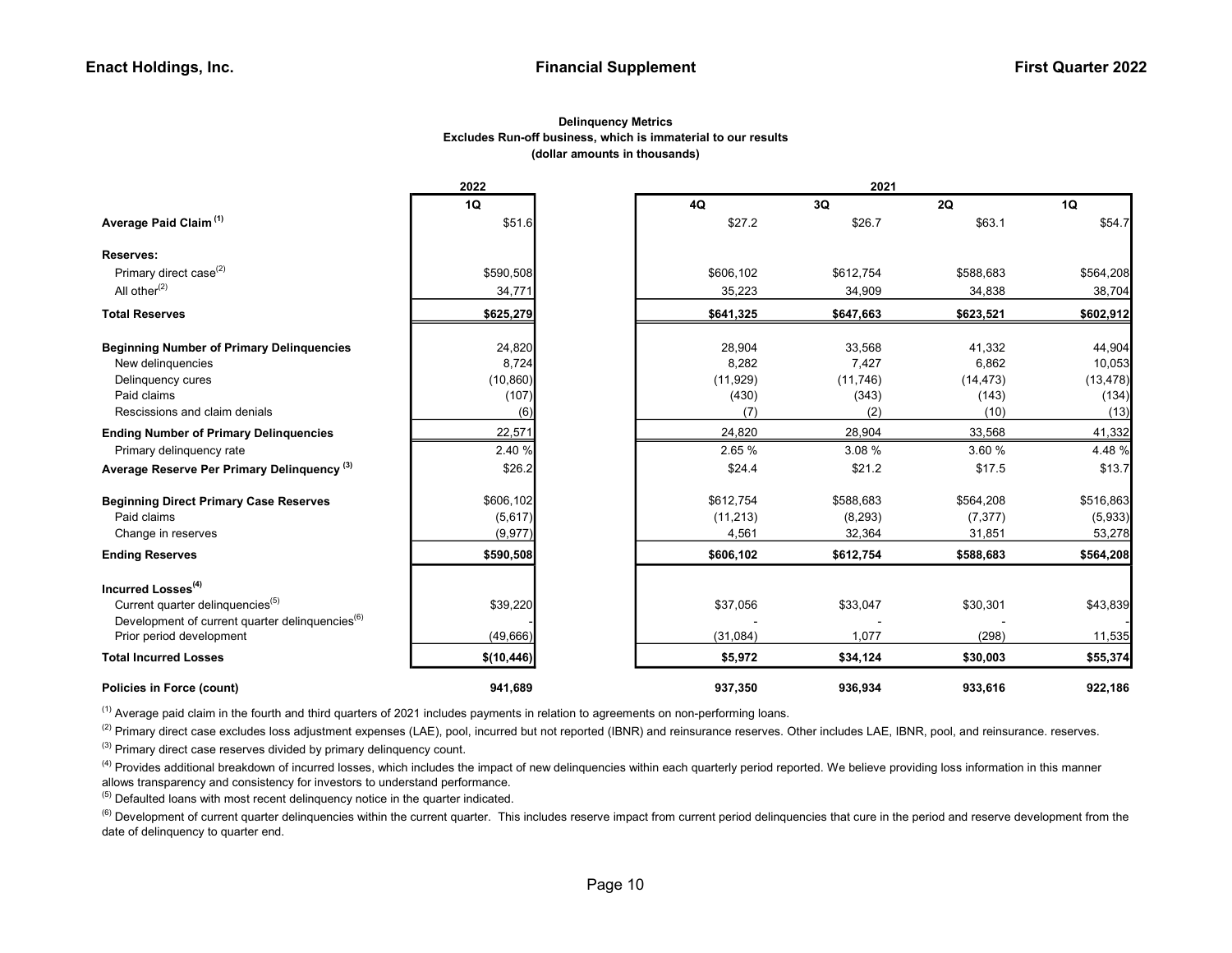### Delinquency Metrics
**Excludes Run-off business, which is immaterial to our results**
**(dollar amounts in thousands)**

| | 2022 | 2021 | | | |
|---|---|---|---|---|---|
| | 1Q | 4Q | 3Q | 2Q | 1Q |
| **Average Paid Claim** [1] | $51.6 | $27.2 | $26.7 | $63.1 | $54.7 |
| **Reserves:** | | | | | |
| Primary direct case[2] | $590,508 | $606,102 | $612,754 | $588,683 | $564,208 |
| All other[2] | 34,771 | 35,223 | 34,909 | 34,838 | 38,704 |
| **Total Reserves** | **$625,279** | **$641,325** | **$647,663** | **$623,521** | **$602,912** |
| **Beginning Number of Primary Delinquencies** | 24,820 | 28,904 | 33,568 | 41,332 | 44,904 |
| New delinquencies | 8,724 | 8,282 | 7,427 | 6,862 | 10,053 |
| Delinquency cures | (10,860) | (11,929) | (11,746) | (14,473) | (13,478) |
| Paid claims | (107) | (430) | (343) | (143) | (134) |
| Rescissions and claim denials | (6) | (7) | (2) | (10) | (13) |
| **Ending Number of Primary Delinquencies** | 22,571 | 24,820 | 28,904 | 33,568 | 41,332 |
| Primary delinquency rate | 2.40 % | 2.65 % | 3.08 % | 3.60 % | 4.48 % |
| **Average Reserve Per Primary Delinquency** [3] | $26.2 | $24.4 | $21.2 | $17.5 | $13.7 |
| **Beginning Direct Primary Case Reserves** | $606,102 | $612,754 | $588,683 | $564,208 | $516,863 |
| Paid claims | (5,617) | (11,213) | (8,293) | (7,377) | (5,933) |
| Change in reserves | (9,977) | 4,561 | 32,364 | 31,851 | 53,278 |
| **Ending Reserves** | **$590,508** | **$606,102** | **$612,754** | **$588,683** | **$564,208** |
| **Incurred Losses**[4] | | | | | |
| Current quarter delinquencies[5] | $39,220 | $37,056 | $33,047 | $30,301 | $43,839 |
| Development of current quarter delinquencies[6] | - | - | - | - | - |
| Prior period development | (49,666) | (31,084) | 1,077 | (298) | 11,535 |
| **Total Incurred Losses** | **$(10,446)** | **$5,972** | **$34,124** | **$30,003** | **$55,374** |
| **Policies in Force (count)** | **941,689** | **937,350** | **936,934** | **933,616** | **922,186** |

[1] Average paid claim in the fourth and third quarters of 2021 includes payments in relation to agreements on non-performing loans.

[2] Primary direct case excludes loss adjustment expenses (LAE), pool, incurred but not reported (IBNR) and reinsurance reserves. Other includes LAE, IBNR, pool, and reinsurance. reserves.

[3] Primary direct case reserves divided by primary delinquency count.

[4] Provides additional breakdown of incurred losses, which includes the impact of new delinquencies within each quarterly period reported. We believe providing loss information in this manner allows transparency and consistency for investors to understand performance.

[5] Defaulted loans with most recent delinquency notice in the quarter indicated.

[6] Development of current quarter delinquencies within the current quarter. This includes reserve impact from current period delinquencies that cure in the period and reserve development from the date of delinquency to quarter end.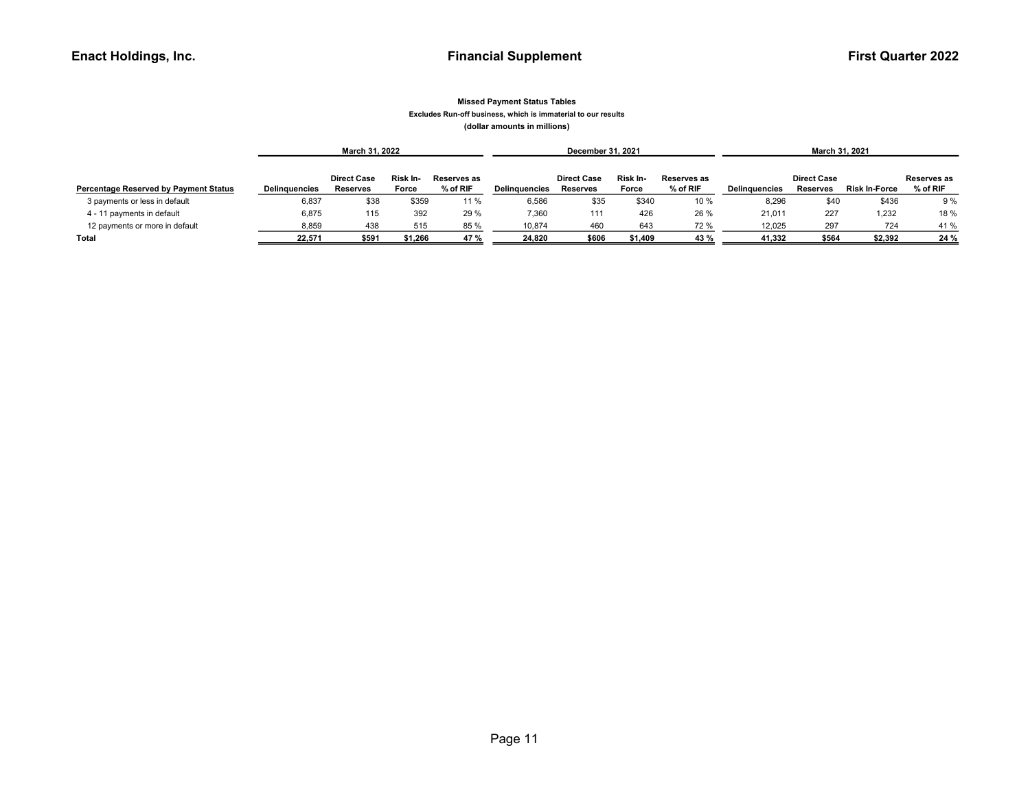**Missed Payment Status Tables**

**Excludes Run-off business, which is immaterial to our results**

**(dollar amounts in millions)**

| Percentage Reserved by Payment Status | March 31, 2022 | | | | December 31, 2021 | | | | March 31, 2021 | | | |
|---|---|---|---|---|---|---|---|---|---|---|---|---|
| | Delinquencies | Direct Case Reserves | Risk In-Force | Reserves as % of RIF | Delinquencies | Direct Case Reserves | Risk In-Force | Reserves as % of RIF | Delinquencies | Direct Case Reserves | Risk In-Force | Reserves as % of RIF |
| 3 payments or less in default | 6,837 | $38 | $359 | 11 % | 6,586 | $35 | $340 | 10 % | 8,296 | $40 | $436 | 9 % |
| 4 - 11 payments in default | 6,875 | 115 | 392 | 29 % | 7,360 | 111 | 426 | 26 % | 21,011 | 227 | 1,232 | 18 % |
| 12 payments or more in default | 8,859 | 438 | 515 | 85 % | 10,874 | 460 | 643 | 72 % | 12,025 | 297 | 724 | 41 % |
| **Total** | **22,571** | **$591** | **$1,266** | **47 %** | **24,820** | **$606** | **$1,409** | **43 %** | **41,332** | **$564** | **$2,392** | **24 %** |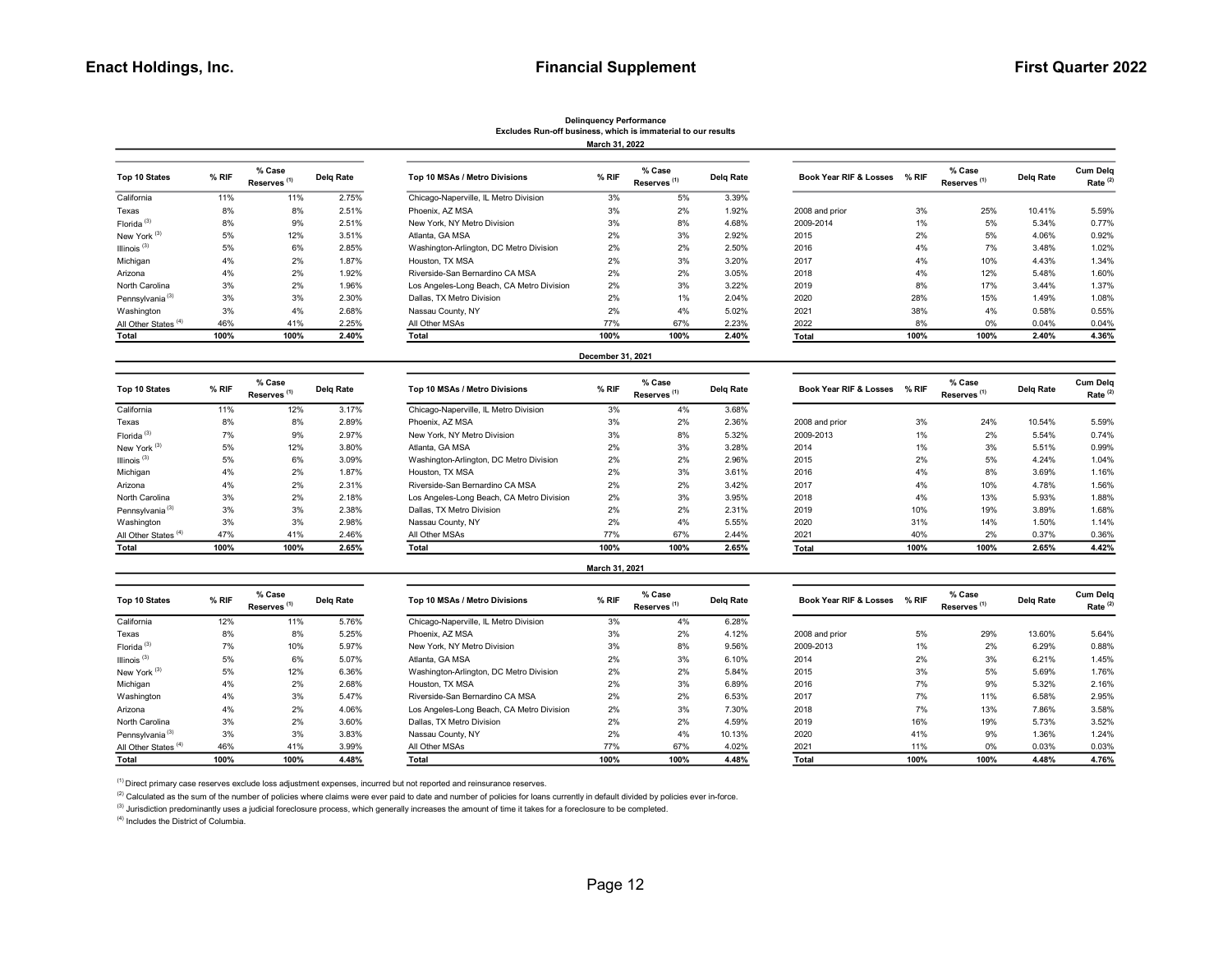## Delinquency Performance

Excludes Run-off business, which is immaterial to our results

### March 31, 2022

| Top 10 States | % RIF | % Case Reserves [1] | Delq Rate |
|---|---|---|---|
| California | 11% | 11% | 2.75% |
| Texas | 8% | 8% | 2.51% |
| Florida [3] | 8% | 9% | 2.51% |
| New York [3] | 5% | 12% | 3.51% |
| Illinois [3] | 5% | 6% | 2.85% |
| Michigan | 4% | 2% | 1.87% |
| Arizona | 4% | 2% | 1.92% |
| North Carolina | 3% | 2% | 1.96% |
| Pennsylvania [3] | 3% | 3% | 2.30% |
| Washington | 3% | 4% | 2.68% |
| All Other States [4] | 46% | 41% | 2.25% |
| **Total** | **100%** | **100%** | **2.40%** |

| Top 10 MSAs / Metro Divisions | % RIF | % Case Reserves [1] | Delq Rate |
|---|---|---|---|
| Chicago-Naperville, IL Metro Division | 3% | 5% | 3.39% |
| Phoenix, AZ MSA | 3% | 2% | 1.92% |
| New York, NY Metro Division | 3% | 8% | 4.68% |
| Atlanta, GA MSA | 2% | 3% | 2.92% |
| Washington-Arlington, DC Metro Division | 2% | 2% | 2.50% |
| Houston, TX MSA | 2% | 3% | 3.20% |
| Riverside-San Bernardino CA MSA | 2% | 2% | 3.05% |
| Los Angeles-Long Beach, CA Metro Division | 2% | 3% | 3.22% |
| Dallas, TX Metro Division | 2% | 1% | 2.04% |
| Nassau County, NY | 2% | 4% | 5.02% |
| All Other MSAs | 77% | 67% | 2.23% |
| **Total** | **100%** | **100%** | **2.40%** |

| Book Year RIF & Losses | % RIF | % Case Reserves [1] | Delq Rate | Cum Delq Rate [2] |
|---|---|---|---|---|
| 2008 and prior | 3% | 25% | 10.41% | 5.59% |
| 2009-2014 | 1% | 5% | 5.34% | 0.77% |
| 2015 | 2% | 5% | 4.06% | 0.92% |
| 2016 | 4% | 7% | 3.48% | 1.02% |
| 2017 | 4% | 10% | 4.43% | 1.34% |
| 2018 | 4% | 12% | 5.48% | 1.60% |
| 2019 | 8% | 17% | 3.44% | 1.37% |
| 2020 | 28% | 15% | 1.49% | 1.08% |
| 2021 | 38% | 4% | 0.58% | 0.55% |
| 2022 | 8% | 0% | 0.04% | 0.04% |
| **Total** | **100%** | **100%** | **2.40%** | **4.36%** |

### December 31, 2021

| Top 10 States | % RIF | % Case Reserves [1] | Delq Rate |
|---|---|---|---|
| California | 11% | 12% | 3.17% |
| Texas | 8% | 8% | 2.89% |
| Florida [3] | 7% | 9% | 2.97% |
| New York [3] | 5% | 12% | 3.80% |
| Illinois [3] | 5% | 6% | 3.09% |
| Michigan | 4% | 2% | 1.87% |
| Arizona | 4% | 2% | 2.31% |
| North Carolina | 3% | 2% | 2.18% |
| Pennsylvania [3] | 3% | 3% | 2.38% |
| Washington | 3% | 3% | 2.98% |
| All Other States [4] | 47% | 41% | 2.46% |
| **Total** | **100%** | **100%** | **2.65%** |

| Top 10 MSAs / Metro Divisions | % RIF | % Case Reserves [1] | Delq Rate |
|---|---|---|---|
| Chicago-Naperville, IL Metro Division | 3% | 4% | 3.68% |
| Phoenix, AZ MSA | 3% | 2% | 2.36% |
| New York, NY Metro Division | 3% | 8% | 5.32% |
| Atlanta, GA MSA | 2% | 3% | 3.28% |
| Washington-Arlington, DC Metro Division | 2% | 2% | 2.96% |
| Houston, TX MSA | 2% | 3% | 3.61% |
| Riverside-San Bernardino CA MSA | 2% | 2% | 3.42% |
| Los Angeles-Long Beach, CA Metro Division | 2% | 3% | 3.95% |
| Dallas, TX Metro Division | 2% | 2% | 2.31% |
| Nassau County, NY | 2% | 4% | 5.55% |
| All Other MSAs | 77% | 67% | 2.44% |
| **Total** | **100%** | **100%** | **2.65%** |

| Book Year RIF & Losses | % RIF | % Case Reserves [1] | Delq Rate | Cum Delq Rate [2] |
|---|---|---|---|---|
| 2008 and prior | 3% | 24% | 10.54% | 5.59% |
| 2009-2013 | 1% | 2% | 5.54% | 0.74% |
| 2014 | 1% | 3% | 5.51% | 0.99% |
| 2015 | 2% | 5% | 4.24% | 1.04% |
| 2016 | 4% | 8% | 3.69% | 1.16% |
| 2017 | 4% | 10% | 4.78% | 1.56% |
| 2018 | 4% | 13% | 5.93% | 1.88% |
| 2019 | 10% | 19% | 3.89% | 1.68% |
| 2020 | 31% | 14% | 1.50% | 1.14% |
| 2021 | 40% | 2% | 0.37% | 0.36% |
| **Total** | **100%** | **100%** | **2.65%** | **4.42%** |

### March 31, 2021

| Top 10 States | % RIF | % Case Reserves [1] | Delq Rate |
|---|---|---|---|
| California | 12% | 11% | 5.76% |
| Texas | 8% | 8% | 5.25% |
| Florida [3] | 7% | 10% | 5.97% |
| Illinois [3] | 5% | 6% | 5.07% |
| New York [3] | 5% | 12% | 6.36% |
| Michigan | 4% | 2% | 2.68% |
| Washington | 4% | 3% | 5.47% |
| Arizona | 4% | 2% | 4.06% |
| North Carolina | 3% | 2% | 3.60% |
| Pennsylvania [3] | 3% | 3% | 3.83% |
| All Other States [4] | 46% | 41% | 3.99% |
| **Total** | **100%** | **100%** | **4.48%** |

| Top 10 MSAs / Metro Divisions | % RIF | % Case Reserves [1] | Delq Rate |
|---|---|---|---|
| Chicago-Naperville, IL Metro Division | 3% | 4% | 6.28% |
| Phoenix, AZ MSA | 3% | 2% | 4.12% |
| New York, NY Metro Division | 3% | 8% | 9.56% |
| Atlanta, GA MSA | 2% | 3% | 6.10% |
| Washington-Arlington, DC Metro Division | 2% | 2% | 5.84% |
| Houston, TX MSA | 2% | 3% | 6.89% |
| Riverside-San Bernardino CA MSA | 2% | 2% | 6.53% |
| Los Angeles-Long Beach, CA Metro Division | 2% | 3% | 7.30% |
| Dallas, TX Metro Division | 2% | 2% | 4.59% |
| Nassau County, NY | 2% | 4% | 10.13% |
| All Other MSAs | 77% | 67% | 4.02% |
| **Total** | **100%** | **100%** | **4.48%** |

| Book Year RIF & Losses | % RIF | % Case Reserves [1] | Delq Rate | Cum Delq Rate [2] |
|---|---|---|---|---|
| 2008 and prior | 5% | 29% | 13.60% | 5.64% |
| 2009-2013 | 1% | 2% | 6.29% | 0.88% |
| 2014 | 2% | 3% | 6.21% | 1.45% |
| 2015 | 3% | 5% | 5.69% | 1.76% |
| 2016 | 7% | 9% | 5.32% | 2.16% |
| 2017 | 7% | 11% | 6.58% | 2.95% |
| 2018 | 7% | 13% | 7.86% | 3.58% |
| 2019 | 16% | 19% | 5.73% | 3.52% |
| 2020 | 41% | 9% | 1.36% | 1.24% |
| 2021 | 11% | 0% | 0.03% | 0.03% |
| **Total** | **100%** | **100%** | **4.48%** | **4.76%** |

[1] Direct primary case reserves exclude loss adjustment expenses, incurred but not reported and reinsurance reserves.

[2] Calculated as the sum of the number of policies where claims were ever paid to date and number of policies for loans currently in default divided by policies ever in-force.

[3] Jurisdiction predominantly uses a judicial foreclosure process, which generally increases the amount of time it takes for a foreclosure to be completed.

[4] Includes the District of Columbia.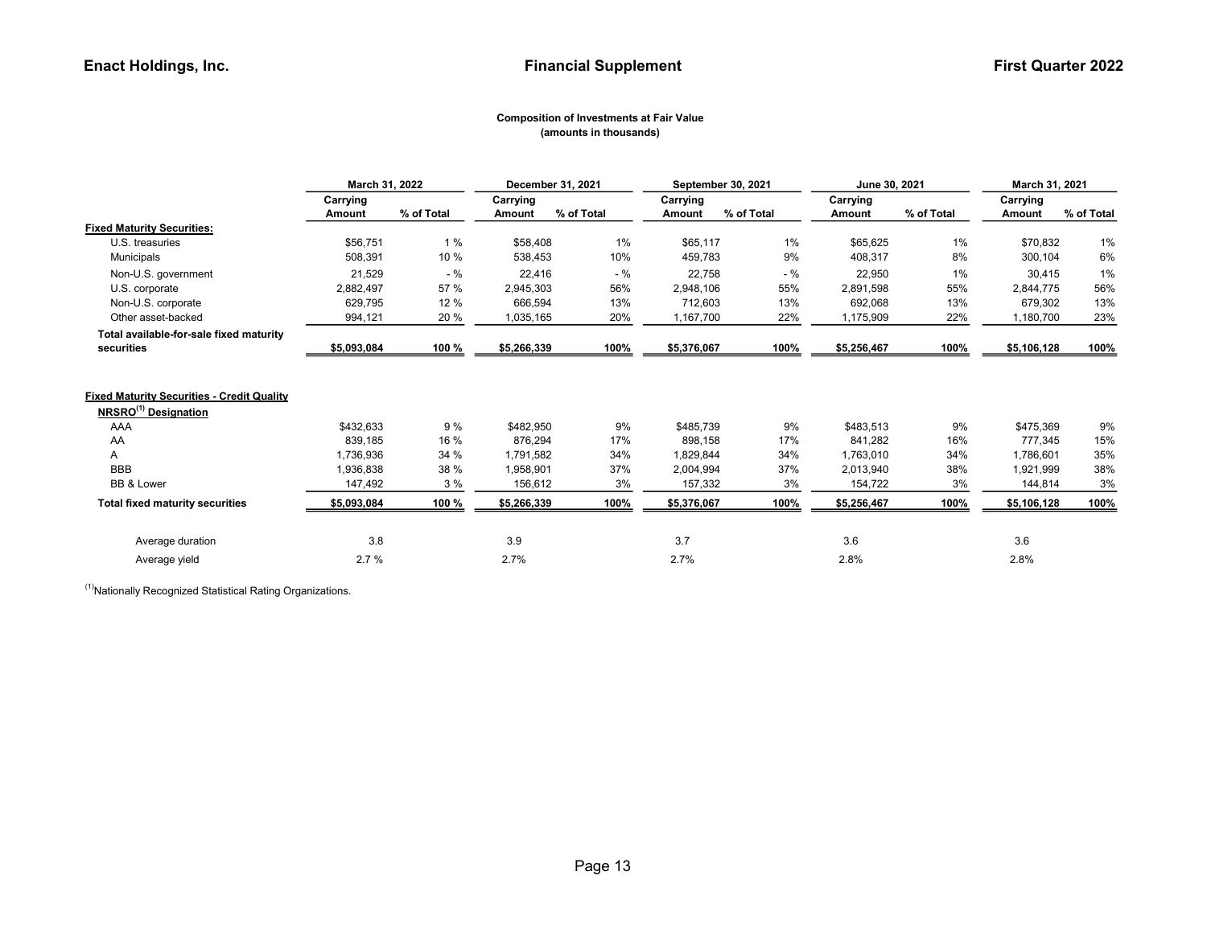Enact Holdings, Inc. — Financial Supplement — First Quarter 2022

**Composition of Investments at Fair Value**
**(amounts in thousands)**

| | March 31, 2022 | | December 31, 2021 | | September 30, 2021 | | June 30, 2021 | | March 31, 2021 | |
|---|---|---|---|---|---|---|---|---|---|---|
| | Carrying Amount | % of Total | Carrying Amount | % of Total | Carrying Amount | % of Total | Carrying Amount | % of Total | Carrying Amount | % of Total |
| **Fixed Maturity Securities:** | | | | | | | | | | |
| U.S. treasuries | $56,751 | 1 % | $58,408 | 1% | $65,117 | 1% | $65,625 | 1% | $70,832 | 1% |
| Municipals | 508,391 | 10 % | 538,453 | 10% | 459,783 | 9% | 408,317 | 8% | 300,104 | 6% |
| Non-U.S. government | 21,529 | - % | 22,416 | - % | 22,758 | - % | 22,950 | 1% | 30,415 | 1% |
| U.S. corporate | 2,882,497 | 57 % | 2,945,303 | 56% | 2,948,106 | 55% | 2,891,598 | 55% | 2,844,775 | 56% |
| Non-U.S. corporate | 629,795 | 12 % | 666,594 | 13% | 712,603 | 13% | 692,068 | 13% | 679,302 | 13% |
| Other asset-backed | 994,121 | 20 % | 1,035,165 | 20% | 1,167,700 | 22% | 1,175,909 | 22% | 1,180,700 | 23% |
| **Total available-for-sale fixed maturity securities** | **$5,093,084** | **100 %** | **$5,266,339** | **100%** | **$5,376,067** | **100%** | **$5,256,467** | **100%** | **$5,106,128** | **100%** |
| | | | | | | | | | | |
| **Fixed Maturity Securities - Credit Quality NRSRO[(1)] Designation** | | | | | | | | | | |
| AAA | $432,633 | 9 % | $482,950 | 9% | $485,739 | 9% | $483,513 | 9% | $475,369 | 9% |
| AA | 839,185 | 16 % | 876,294 | 17% | 898,158 | 17% | 841,282 | 16% | 777,345 | 15% |
| A | 1,736,936 | 34 % | 1,791,582 | 34% | 1,829,844 | 34% | 1,763,010 | 34% | 1,786,601 | 35% |
| BBB | 1,936,838 | 38 % | 1,958,901 | 37% | 2,004,994 | 37% | 2,013,940 | 38% | 1,921,999 | 38% |
| BB & Lower | 147,492 | 3 % | 156,612 | 3% | 157,332 | 3% | 154,722 | 3% | 144,814 | 3% |
| **Total fixed maturity securities** | **$5,093,084** | **100 %** | **$5,266,339** | **100%** | **$5,376,067** | **100%** | **$5,256,467** | **100%** | **$5,106,128** | **100%** |
| | | | | | | | | | | |
| Average duration | 3.8 | | 3.9 | | 3.7 | | 3.6 | | 3.6 | |
| Average yield | 2.7 % | | 2.7% | | 2.7% | | 2.8% | | 2.8% | |

(1) Nationally Recognized Statistical Rating Organizations.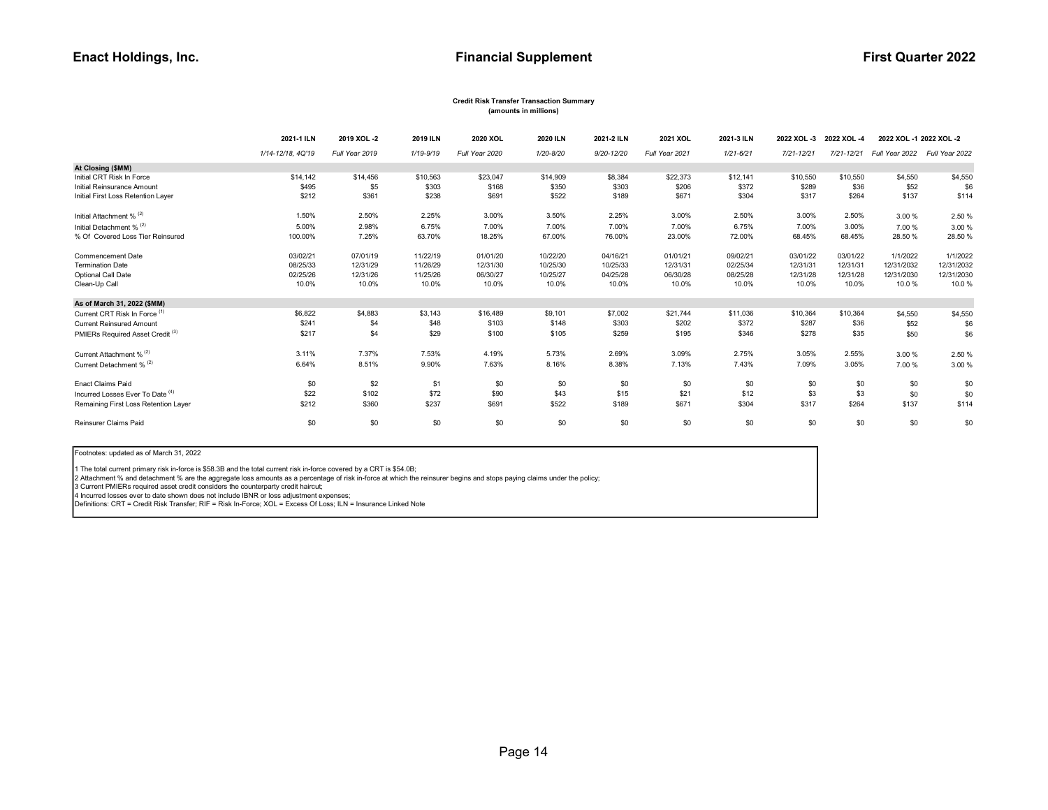## Credit Risk Transfer Transaction Summary

(amounts in millions)

| | 2021-1 ILN | 2019 XOL -2 | 2019 ILN | 2020 XOL | 2020 ILN | 2021-2 ILN | 2021 XOL | 2021-3 ILN | 2022 XOL -3 | 2022 XOL -4 | 2022 XOL -1 | 2022 XOL -2 |
|---|---|---|---|---|---|---|---|---|---|---|---|---|
| | *1/14-12/18, 4Q'19* | *Full Year 2019* | *1/19-9/19* | *Full Year 2020* | *1/20-8/20* | *9/20-12/20* | *Full Year 2021* | *1/21-6/21* | *7/21-12/21* | *7/21-12/21* | *Full Year 2022* | *Full Year 2022* |
| **At Closing ($MM)** | | | | | | | | | | | | |
| Initial CRT Risk In Force | $14,142 | $14,456 | $10,563 | $23,047 | $14,909 | $8,384 | $22,373 | $12,141 | $10,550 | $10,550 | $4,550 | $4,550 |
| Initial Reinsurance Amount | $495 | $5 | $303 | $168 | $350 | $303 | $206 | $372 | $289 | $36 | $52 | $6 |
| Initial First Loss Retention Layer | $212 | $361 | $238 | $691 | $522 | $189 | $671 | $304 | $317 | $264 | $137 | $114 |
| Initial Attachment % [(2)] | 1.50% | 2.50% | 2.25% | 3.00% | 3.50% | 2.25% | 3.00% | 2.50% | 3.00% | 2.50% | 3.00 % | 2.50 % |
| Initial Detachment % [(2)] | 5.00% | 2.98% | 6.75% | 7.00% | 7.00% | 7.00% | 7.00% | 6.75% | 7.00% | 3.00% | 7.00 % | 3.00 % |
| % Of Covered Loss Tier Reinsured | 100.00% | 7.25% | 63.70% | 18.25% | 67.00% | 76.00% | 23.00% | 72.00% | 68.45% | 68.45% | 28.50 % | 28.50 % |
| Commencement Date | 03/02/21 | 07/01/19 | 11/22/19 | 01/01/20 | 10/22/20 | 04/16/21 | 01/01/21 | 09/02/21 | 03/01/22 | 03/01/22 | 1/1/2022 | 1/1/2022 |
| Termination Date | 08/25/33 | 12/31/29 | 11/26/29 | 12/31/30 | 10/25/30 | 10/25/33 | 12/31/31 | 02/25/34 | 12/31/31 | 12/31/31 | 12/31/2032 | 12/31/2032 |
| Optional Call Date | 02/25/26 | 12/31/26 | 11/25/26 | 06/30/27 | 10/25/27 | 04/25/28 | 06/30/28 | 08/25/28 | 12/31/28 | 12/31/28 | 12/31/2030 | 12/31/2030 |
| Clean-Up Call | 10.0% | 10.0% | 10.0% | 10.0% | 10.0% | 10.0% | 10.0% | 10.0% | 10.0% | 10.0% | 10.0 % | 10.0 % |
| **As of March 31, 2022 ($MM)** | | | | | | | | | | | | |
| Current CRT Risk In Force [(1)] | $6,822 | $4,883 | $3,143 | $16,489 | $9,101 | $7,002 | $21,744 | $11,036 | $10,364 | $10,364 | $4,550 | $4,550 |
| Current Reinsured Amount | $241 | $4 | $48 | $103 | $148 | $303 | $202 | $372 | $287 | $36 | $52 | $6 |
| PMIERs Required Asset Credit [(3)] | $217 | $4 | $29 | $100 | $105 | $259 | $195 | $346 | $278 | $35 | $50 | $6 |
| Current Attachment % [(2)] | 3.11% | 7.37% | 7.53% | 4.19% | 5.73% | 2.69% | 3.09% | 2.75% | 3.05% | 2.55% | 3.00 % | 2.50 % |
| Current Detachment % [(2)] | 6.64% | 8.51% | 9.90% | 7.63% | 8.16% | 8.38% | 7.13% | 7.43% | 7.09% | 3.05% | 7.00 % | 3.00 % |
| Enact Claims Paid | $0 | $2 | $1 | $0 | $0 | $0 | $0 | $0 | $0 | $0 | $0 | $0 |
| Incurred Losses Ever To Date [(4)] | $22 | $102 | $72 | $90 | $43 | $15 | $21 | $12 | $3 | $3 | $0 | $0 |
| Remaining First Loss Retention Layer | $212 | $360 | $237 | $691 | $522 | $189 | $671 | $304 | $317 | $264 | $137 | $114 |
| Reinsurer Claims Paid | $0 | $0 | $0 | $0 | $0 | $0 | $0 | $0 | $0 | $0 | $0 | $0 |

Footnotes: updated as of March 31, 2022

1 The total current primary risk in-force is $58.3B and the total current risk in-force covered by a CRT is $54.0B;
2 Attachment % and detachment % are the aggregate loss amounts as a percentage of risk in-force at which the reinsurer begins and stops paying claims under the policy;
3 Current PMIERs required asset credit considers the counterparty credit haircut;
4 Incurred losses ever to date shown does not include IBNR or loss adjustment expenses;
Definitions: CRT = Credit Risk Transfer; RIF = Risk In-Force; XOL = Excess Of Loss; ILN = Insurance Linked Note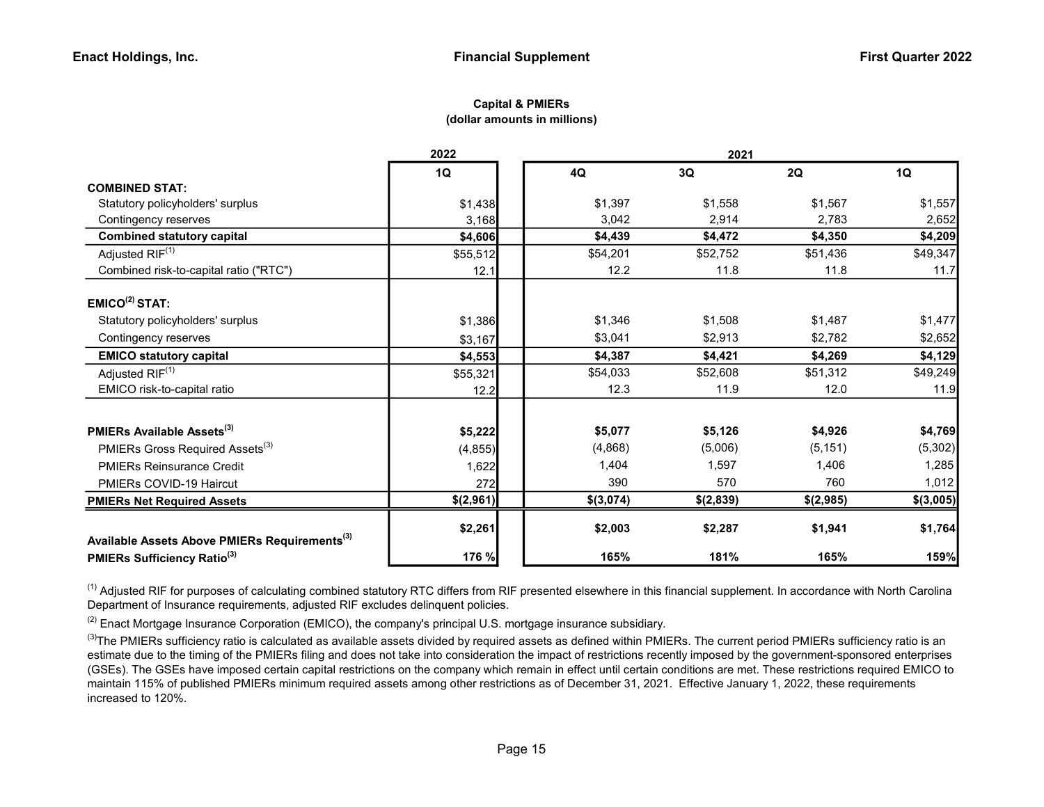## Capital & PMIERs
(dollar amounts in millions)

| | 2022 | 2021 | | | |
|---|---|---|---|---|---|
| | 1Q | 4Q | 3Q | 2Q | 1Q |
| **COMBINED STAT:** | | | | | |
| Statutory policyholders' surplus | $1,438 | $1,397 | $1,558 | $1,567 | $1,557 |
| Contingency reserves | 3,168 | 3,042 | 2,914 | 2,783 | 2,652 |
| **Combined statutory capital** | **$4,606** | **$4,439** | **$4,472** | **$4,350** | **$4,209** |
| Adjusted RIF[1] | $55,512 | $54,201 | $52,752 | $51,436 | $49,347 |
| Combined risk-to-capital ratio ("RTC") | 12.1 | 12.2 | 11.8 | 11.8 | 11.7 |
| **EMICO[2] STAT:** | | | | | |
| Statutory policyholders' surplus | $1,386 | $1,346 | $1,508 | $1,487 | $1,477 |
| Contingency reserves | $3,167 | $3,041 | $2,913 | $2,782 | $2,652 |
| **EMICO statutory capital** | **$4,553** | **$4,387** | **$4,421** | **$4,269** | **$4,129** |
| Adjusted RIF[1] | $55,321 | $54,033 | $52,608 | $51,312 | $49,249 |
| EMICO risk-to-capital ratio | 12.2 | 12.3 | 11.9 | 12.0 | 11.9 |
| **PMIERs Available Assets[3]** | **$5,222** | **$5,077** | **$5,126** | **$4,926** | **$4,769** |
| PMIERs Gross Required Assets[3] | (4,855) | (4,868) | (5,006) | (5,151) | (5,302) |
| PMIERs Reinsurance Credit | 1,622 | 1,404 | 1,597 | 1,406 | 1,285 |
| PMIERs COVID-19 Haircut | 272 | 390 | 570 | 760 | 1,012 |
| **PMIERs Net Required Assets** | **$(2,961)** | **$(3,074)** | **$(2,839)** | **$(2,985)** | **$(3,005)** |
| **Available Assets Above PMIERs Requirements[3]** | **$2,261** | **$2,003** | **$2,287** | **$1,941** | **$1,764** |
| **PMIERs Sufficiency Ratio[3]** | **176 %** | **165%** | **181%** | **165%** | **159%** |

[1] Adjusted RIF for purposes of calculating combined statutory RTC differs from RIF presented elsewhere in this financial supplement. In accordance with North Carolina Department of Insurance requirements, adjusted RIF excludes delinquent policies.

[2] Enact Mortgage Insurance Corporation (EMICO), the company's principal U.S. mortgage insurance subsidiary.

[3] The PMIERs sufficiency ratio is calculated as available assets divided by required assets as defined within PMIERs. The current period PMIERs sufficiency ratio is an estimate due to the timing of the PMIERs filing and does not take into consideration the impact of restrictions recently imposed by the government-sponsored enterprises (GSEs). The GSEs have imposed certain capital restrictions on the company which remain in effect until certain conditions are met. These restrictions required EMICO to maintain 115% of published PMIERs minimum required assets among other restrictions as of December 31, 2021. Effective January 1, 2022, these requirements increased to 120%.